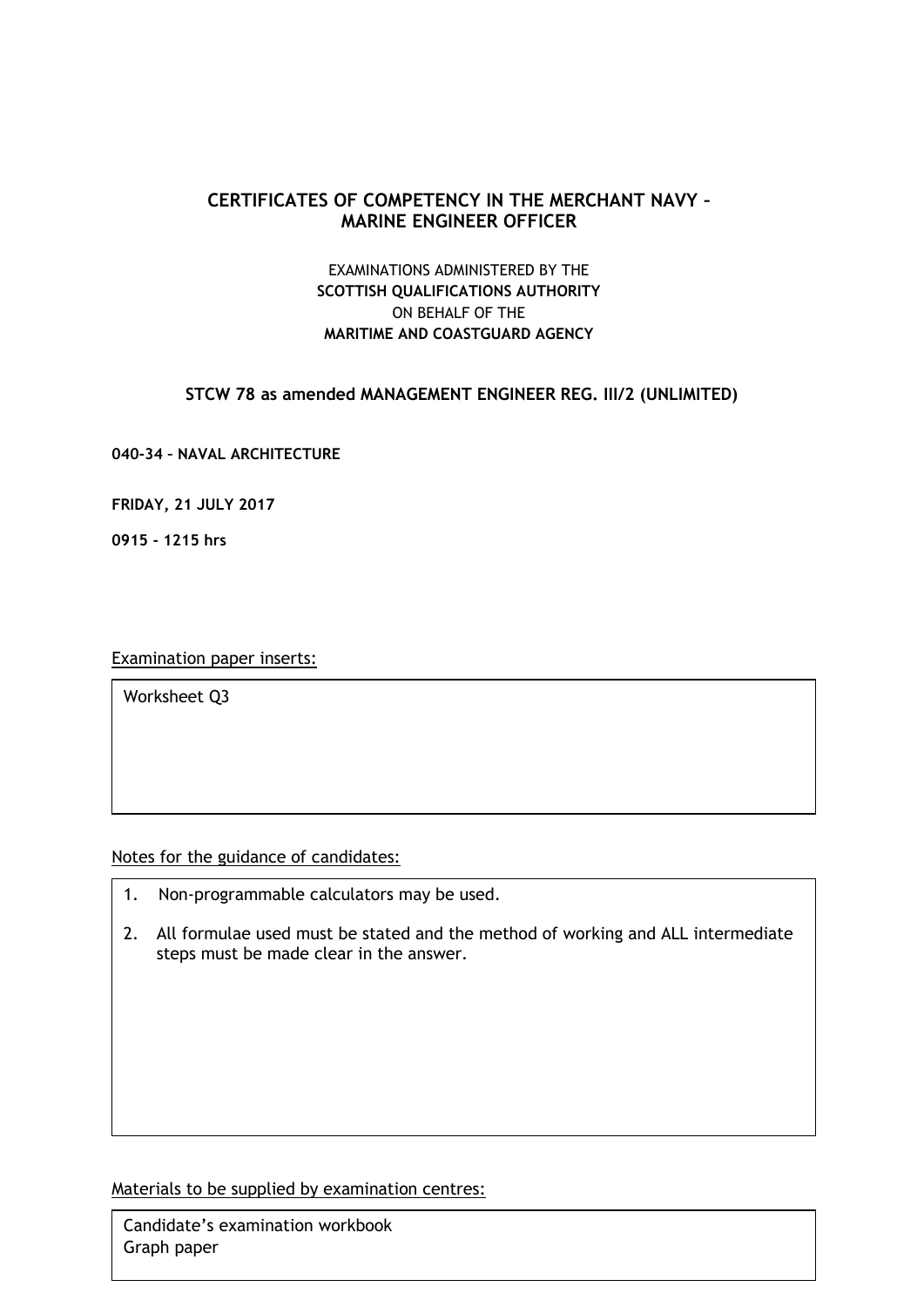# CERTIFICATES OF COMPETENCY IN THE MERCHANT NAVY – MARINE ENGINEER OFFICER

EXAMINATIONS ADMINISTERED BY THE
**SCOTTISH QUALIFICATIONS AUTHORITY**
ON BEHALF OF THE
**MARITIME AND COASTGUARD AGENCY**

## STCW 78 as amended MANAGEMENT ENGINEER REG. III/2 (UNLIMITED)

**040-34 – NAVAL ARCHITECTURE**

**FRIDAY, 21 JULY 2017**

**0915 - 1215 hrs**

Examination paper inserts:

Worksheet Q3

Notes for the guidance of candidates:

1. Non-programmable calculators may be used.
2. All formulae used must be stated and the method of working and ALL intermediate steps must be made clear in the answer.

Materials to be supplied by examination centres:

Candidate's examination workbook
Graph paper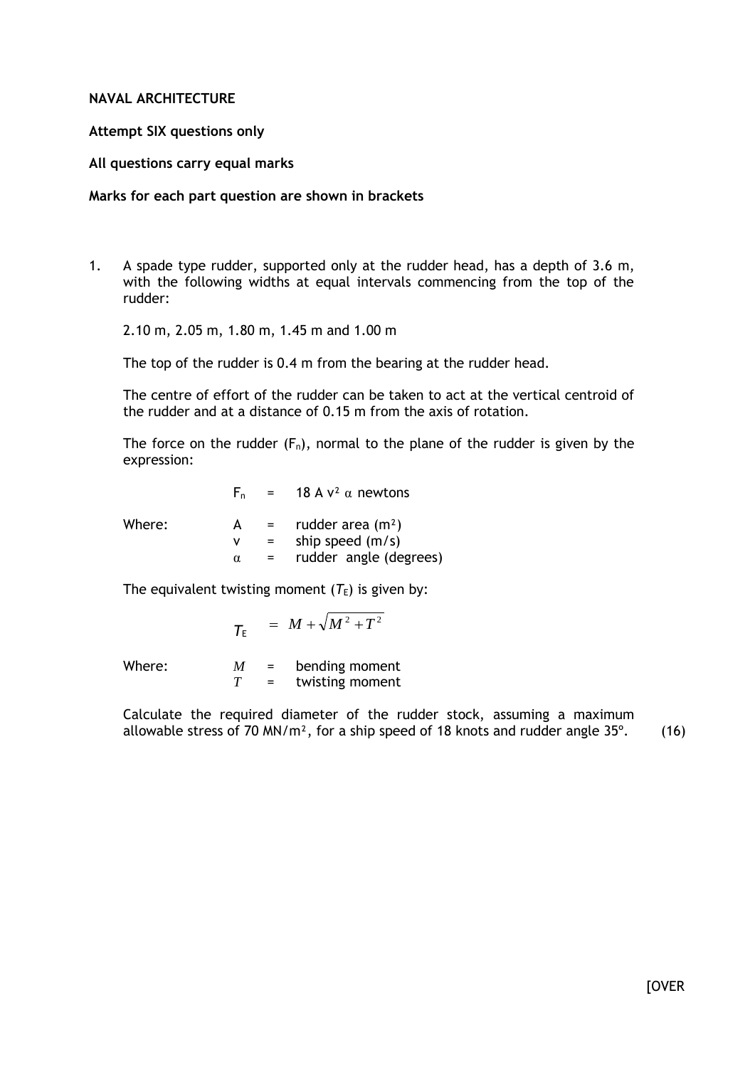**NAVAL ARCHITECTURE**

**Attempt SIX questions only**

**All questions carry equal marks**

**Marks for each part question are shown in brackets**

1. A spade type rudder, supported only at the rudder head, has a depth of 3.6 m, with the following widths at equal intervals commencing from the top of the rudder:

   2.10 m, 2.05 m, 1.80 m, 1.45 m and 1.00 m

   The top of the rudder is 0.4 m from the bearing at the rudder head.

   The centre of effort of the rudder can be taken to act at the vertical centroid of the rudder and at a distance of 0.15 m from the axis of rotation.

   The force on the rudder ($F_n$), normal to the plane of the rudder is given by the expression:

   $$F_n = 18\,A\,v^2\,\alpha \text{ newtons}$$

   Where:
   - $A$ = rudder area ($m^2$)
   - $v$ = ship speed (m/s)
   - $\alpha$ = rudder angle (degrees)

   The equivalent twisting moment ($T_E$) is given by:

   $$T_E = M + \sqrt{M^2 + T^2}$$

   Where:
   - $M$ = bending moment
   - $T$ = twisting moment

   Calculate the required diameter of the rudder stock, assuming a maximum allowable stress of 70 $MN/m^2$, for a ship speed of 18 knots and rudder angle 35°. (16)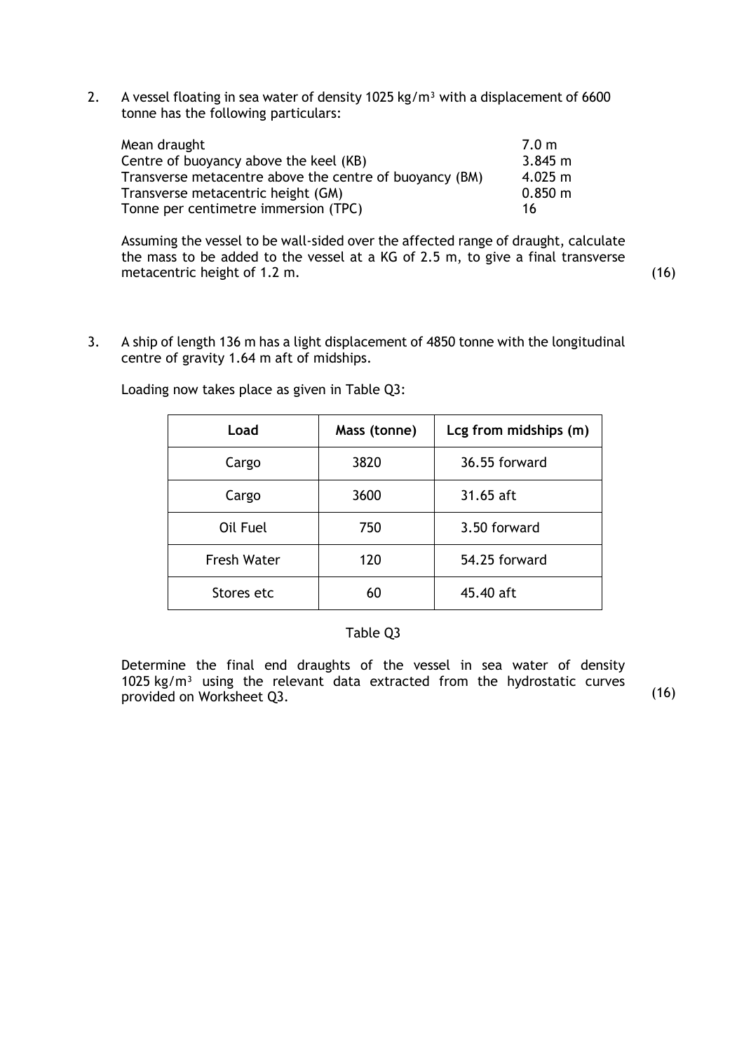2. A vessel floating in sea water of density 1025 kg/m³ with a displacement of 6600 tonne has the following particulars:

| | |
|---|---|
| Mean draught | 7.0 m |
| Centre of buoyancy above the keel (KB) | 3.845 m |
| Transverse metacentre above the centre of buoyancy (BM) | 4.025 m |
| Transverse metacentric height (GM) | 0.850 m |
| Tonne per centimetre immersion (TPC) | 16 |

Assuming the vessel to be wall-sided over the affected range of draught, calculate the mass to be added to the vessel at a KG of 2.5 m, to give a final transverse metacentric height of 1.2 m. (16)

3. A ship of length 136 m has a light displacement of 4850 tonne with the longitudinal centre of gravity 1.64 m aft of midships.

Loading now takes place as given in Table Q3:

| Load | Mass (tonne) | Lcg from midships (m) |
|---|---|---|
| Cargo | 3820 | 36.55 forward |
| Cargo | 3600 | 31.65 aft |
| Oil Fuel | 750 | 3.50 forward |
| Fresh Water | 120 | 54.25 forward |
| Stores etc | 60 | 45.40 aft |

Table Q3

Determine the final end draughts of the vessel in sea water of density 1025 kg/m³ using the relevant data extracted from the hydrostatic curves provided on Worksheet Q3. (16)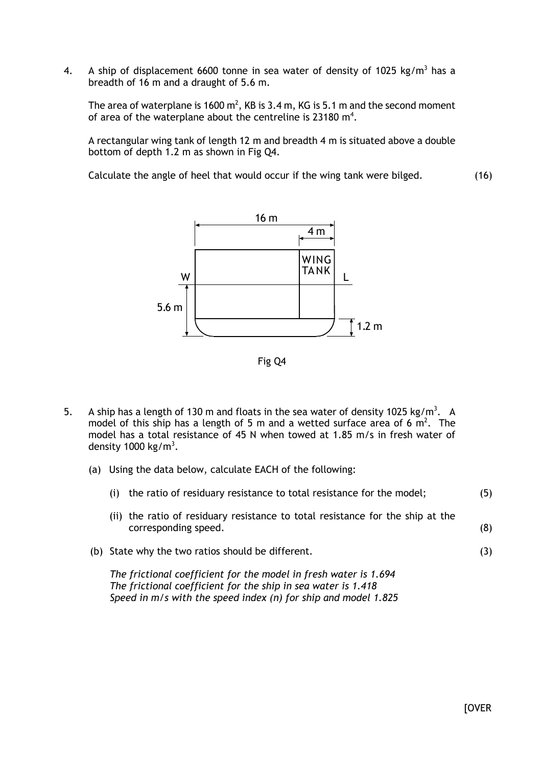4. A ship of displacement 6600 tonne in sea water of density of 1025 kg/m$^3$ has a breadth of 16 m and a draught of 5.6 m.

   The area of waterplane is 1600 m$^2$, KB is 3.4 m, KG is 5.1 m and the second moment of area of the waterplane about the centreline is 23180 m$^4$.

   A rectangular wing tank of length 12 m and breadth 4 m is situated above a double bottom of depth 1.2 m as shown in Fig Q4.

   Calculate the angle of heel that would occur if the wing tank were bilged. (16)

Fig Q4

5. A ship has a length of 130 m and floats in the sea water of density 1025 kg/m$^3$. A model of this ship has a length of 5 m and a wetted surface area of 6 m$^2$. The model has a total resistance of 45 N when towed at 1.85 m/s in fresh water of density 1000 kg/m$^3$.

   (a) Using the data below, calculate EACH of the following:

      (i) the ratio of residuary resistance to total resistance for the model; (5)

      (ii) the ratio of residuary resistance to total resistance for the ship at the corresponding speed. (8)

   (b) State why the two ratios should be different. (3)

   *The frictional coefficient for the model in fresh water is 1.694*
   *The frictional coefficient for the ship in sea water is 1.418*
   *Speed in m/s with the speed index (n) for ship and model 1.825*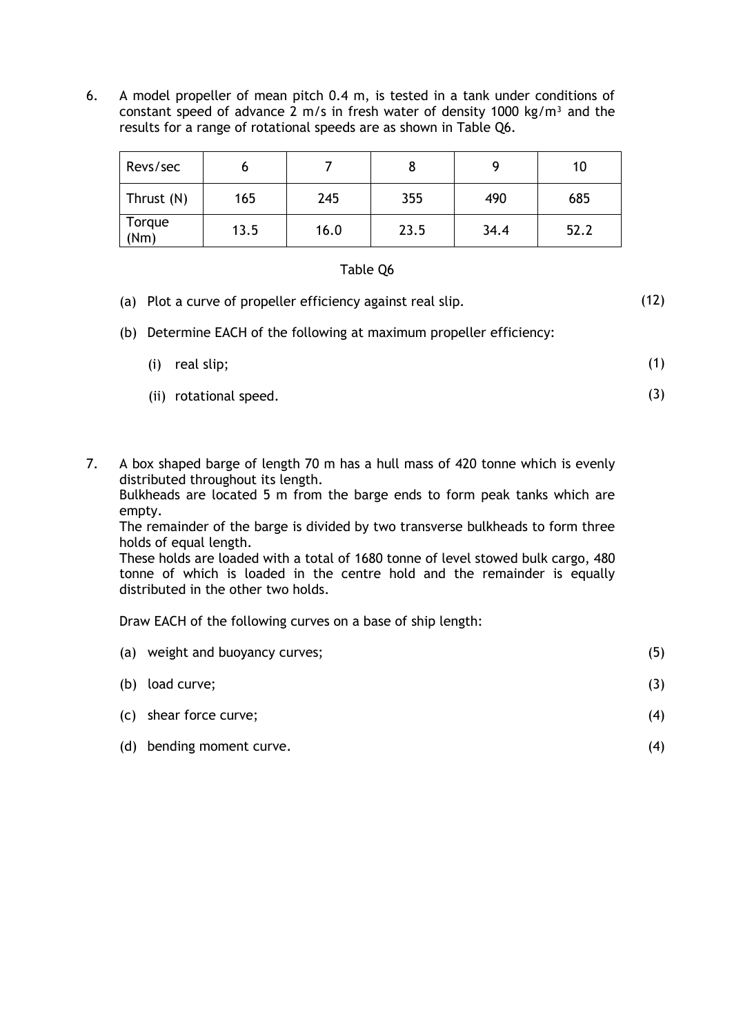6. A model propeller of mean pitch 0.4 m, is tested in a tank under conditions of constant speed of advance 2 m/s in fresh water of density 1000 kg/m³ and the results for a range of rotational speeds are as shown in Table Q6.

| Revs/sec | 6 | 7 | 8 | 9 | 10 |
|---|---|---|---|---|---|
| Thrust (N) | 165 | 245 | 355 | 490 | 685 |
| Torque (Nm) | 13.5 | 16.0 | 23.5 | 34.4 | 52.2 |

Table Q6

(a) Plot a curve of propeller efficiency against real slip. (12)

(b) Determine EACH of the following at maximum propeller efficiency:

(i) real slip; (1)

(ii) rotational speed. (3)

7. A box shaped barge of length 70 m has a hull mass of 420 tonne which is evenly distributed throughout its length.
Bulkheads are located 5 m from the barge ends to form peak tanks which are empty.
The remainder of the barge is divided by two transverse bulkheads to form three holds of equal length.
These holds are loaded with a total of 1680 tonne of level stowed bulk cargo, 480 tonne of which is loaded in the centre hold and the remainder is equally distributed in the other two holds.

Draw EACH of the following curves on a base of ship length:

(a) weight and buoyancy curves; (5)

(b) load curve; (3)

(c) shear force curve; (4)

(d) bending moment curve. (4)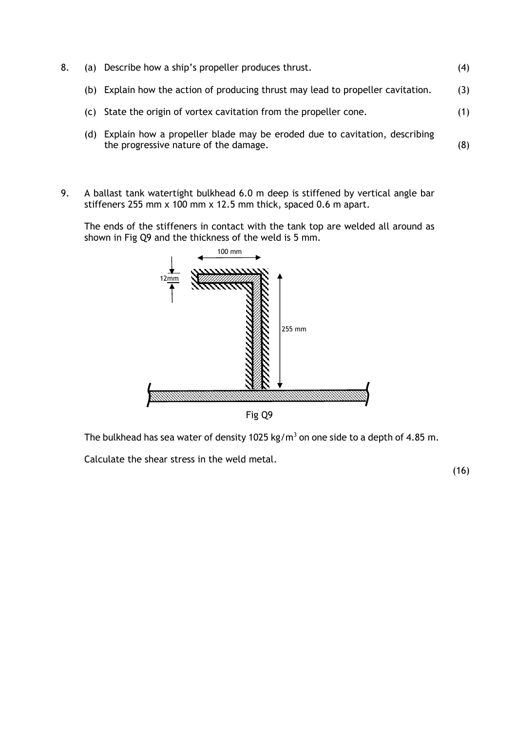8. (a) Describe how a ship's propeller produces thrust. (4)

   (b) Explain how the action of producing thrust may lead to propeller cavitation. (3)

   (c) State the origin of vortex cavitation from the propeller cone. (1)

   (d) Explain how a propeller blade may be eroded due to cavitation, describing the progressive nature of the damage. (8)

9. A ballast tank watertight bulkhead 6.0 m deep is stiffened by vertical angle bar stiffeners 255 mm x 100 mm x 12.5 mm thick, spaced 0.6 m apart.

   The ends of the stiffeners in contact with the tank top are welded all around as shown in Fig Q9 and the thickness of the weld is 5 mm.

   100 mm

   12mm

   255 mm

   Fig Q9

   The bulkhead has sea water of density 1025 $kg/m^3$ on one side to a depth of 4.85 m.

   Calculate the shear stress in the weld metal.

   (16)